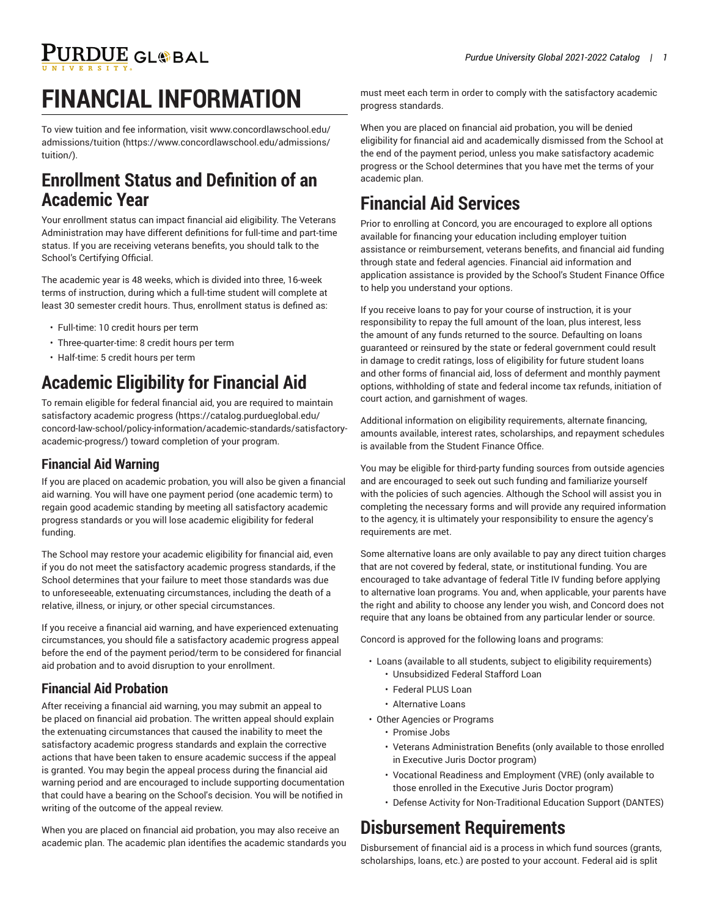# FINANCIAL INFORMATION

To view tuition and fee information, visit www.concordlawschool.edu/admissions/tuition (https://www.concordlawschool.edu/admissions/tuition/).

## Enrollment Status and Definition of an Academic Year

Your enrollment status can impact financial aid eligibility. The Veterans Administration may have different definitions for full-time and part-time status. If you are receiving veterans benefits, you should talk to the School's Certifying Official.

The academic year is 48 weeks, which is divided into three, 16-week terms of instruction, during which a full-time student will complete at least 30 semester credit hours. Thus, enrollment status is defined as:

- Full-time: 10 credit hours per term
- Three-quarter-time: 8 credit hours per term
- Half-time: 5 credit hours per term

## Academic Eligibility for Financial Aid

To remain eligible for federal financial aid, you are required to maintain satisfactory academic progress (https://catalog.purdueglobal.edu/concord-law-school/policy-information/academic-standards/satisfactory-academic-progress/) toward completion of your program.

### Financial Aid Warning

If you are placed on academic probation, you will also be given a financial aid warning. You will have one payment period (one academic term) to regain good academic standing by meeting all satisfactory academic progress standards or you will lose academic eligibility for federal funding.

The School may restore your academic eligibility for financial aid, even if you do not meet the satisfactory academic progress standards, if the School determines that your failure to meet those standards was due to unforeseeable, extenuating circumstances, including the death of a relative, illness, or injury, or other special circumstances.

If you receive a financial aid warning, and have experienced extenuating circumstances, you should file a satisfactory academic progress appeal before the end of the payment period/term to be considered for financial aid probation and to avoid disruption to your enrollment.

### Financial Aid Probation

After receiving a financial aid warning, you may submit an appeal to be placed on financial aid probation. The written appeal should explain the extenuating circumstances that caused the inability to meet the satisfactory academic progress standards and explain the corrective actions that have been taken to ensure academic success if the appeal is granted. You may begin the appeal process during the financial aid warning period and are encouraged to include supporting documentation that could have a bearing on the School's decision. You will be notified in writing of the outcome of the appeal review.

When you are placed on financial aid probation, you may also receive an academic plan. The academic plan identifies the academic standards you must meet each term in order to comply with the satisfactory academic progress standards.

When you are placed on financial aid probation, you will be denied eligibility for financial aid and academically dismissed from the School at the end of the payment period, unless you make satisfactory academic progress or the School determines that you have met the terms of your academic plan.

## Financial Aid Services

Prior to enrolling at Concord, you are encouraged to explore all options available for financing your education including employer tuition assistance or reimbursement, veterans benefits, and financial aid funding through state and federal agencies. Financial aid information and application assistance is provided by the School's Student Finance Office to help you understand your options.

If you receive loans to pay for your course of instruction, it is your responsibility to repay the full amount of the loan, plus interest, less the amount of any funds returned to the source. Defaulting on loans guaranteed or reinsured by the state or federal government could result in damage to credit ratings, loss of eligibility for future student loans and other forms of financial aid, loss of deferment and monthly payment options, withholding of state and federal income tax refunds, initiation of court action, and garnishment of wages.

Additional information on eligibility requirements, alternate financing, amounts available, interest rates, scholarships, and repayment schedules is available from the Student Finance Office.

You may be eligible for third-party funding sources from outside agencies and are encouraged to seek out such funding and familiarize yourself with the policies of such agencies. Although the School will assist you in completing the necessary forms and will provide any required information to the agency, it is ultimately your responsibility to ensure the agency's requirements are met.

Some alternative loans are only available to pay any direct tuition charges that are not covered by federal, state, or institutional funding. You are encouraged to take advantage of federal Title IV funding before applying to alternative loan programs. You and, when applicable, your parents have the right and ability to choose any lender you wish, and Concord does not require that any loans be obtained from any particular lender or source.

Concord is approved for the following loans and programs:

- Loans (available to all students, subject to eligibility requirements)
  - Unsubsidized Federal Stafford Loan
  - Federal PLUS Loan
  - Alternative Loans
- Other Agencies or Programs
  - Promise Jobs
  - Veterans Administration Benefits (only available to those enrolled in Executive Juris Doctor program)
  - Vocational Readiness and Employment (VRE) (only available to those enrolled in the Executive Juris Doctor program)
  - Defense Activity for Non-Traditional Education Support (DANTES)

## Disbursement Requirements

Disbursement of financial aid is a process in which fund sources (grants, scholarships, loans, etc.) are posted to your account. Federal aid is split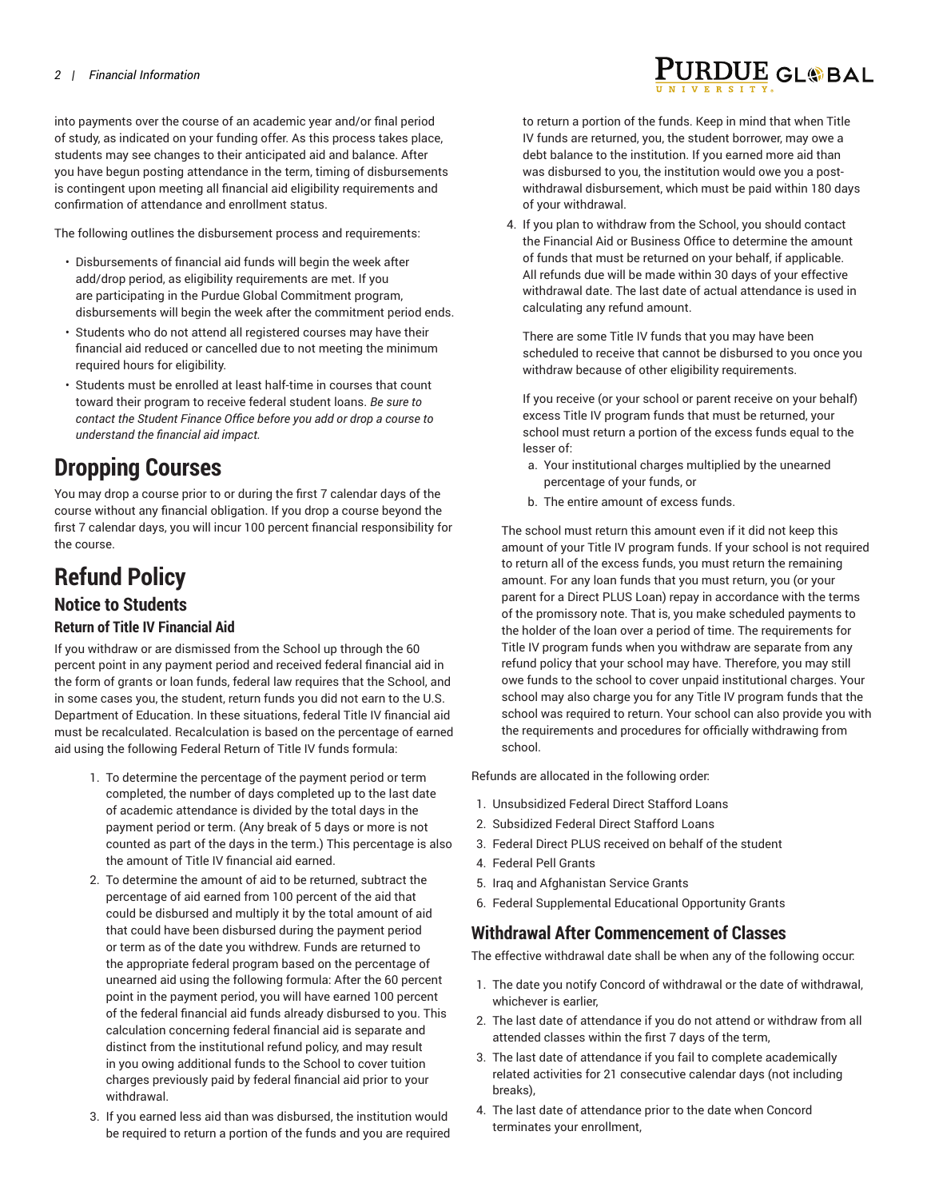into payments over the course of an academic year and/or final period of study, as indicated on your funding offer. As this process takes place, students may see changes to their anticipated aid and balance. After you have begun posting attendance in the term, timing of disbursements is contingent upon meeting all financial aid eligibility requirements and confirmation of attendance and enrollment status.

The following outlines the disbursement process and requirements:

- Disbursements of financial aid funds will begin the week after add/drop period, as eligibility requirements are met. If you are participating in the Purdue Global Commitment program, disbursements will begin the week after the commitment period ends.
- Students who do not attend all registered courses may have their financial aid reduced or cancelled due to not meeting the minimum required hours for eligibility.
- Students must be enrolled at least half-time in courses that count toward their program to receive federal student loans. *Be sure to contact the Student Finance Office before you add or drop a course to understand the financial aid impact.*

# Dropping Courses

You may drop a course prior to or during the first 7 calendar days of the course without any financial obligation. If you drop a course beyond the first 7 calendar days, you will incur 100 percent financial responsibility for the course.

# Refund Policy

## Notice to Students

### Return of Title IV Financial Aid

If you withdraw or are dismissed from the School up through the 60 percent point in any payment period and received federal financial aid in the form of grants or loan funds, federal law requires that the School, and in some cases you, the student, return funds you did not earn to the U.S. Department of Education. In these situations, federal Title IV financial aid must be recalculated. Recalculation is based on the percentage of earned aid using the following Federal Return of Title IV funds formula:

1. To determine the percentage of the payment period or term completed, the number of days completed up to the last date of academic attendance is divided by the total days in the payment period or term. (Any break of 5 days or more is not counted as part of the days in the term.) This percentage is also the amount of Title IV financial aid earned.
2. To determine the amount of aid to be returned, subtract the percentage of aid earned from 100 percent of the aid that could be disbursed and multiply it by the total amount of aid that could have been disbursed during the payment period or term as of the date you withdrew. Funds are returned to the appropriate federal program based on the percentage of unearned aid using the following formula: After the 60 percent point in the payment period, you will have earned 100 percent of the federal financial aid funds already disbursed to you. This calculation concerning federal financial aid is separate and distinct from the institutional refund policy, and may result in you owing additional funds to the School to cover tuition charges previously paid by federal financial aid prior to your withdrawal.
3. If you earned less aid than was disbursed, the institution would be required to return a portion of the funds and you are required to return a portion of the funds. Keep in mind that when Title IV funds are returned, you, the student borrower, may owe a debt balance to the institution. If you earned more aid than was disbursed to you, the institution would owe you a post-withdrawal disbursement, which must be paid within 180 days of your withdrawal.
4. If you plan to withdraw from the School, you should contact the Financial Aid or Business Office to determine the amount of funds that must be returned on your behalf, if applicable. All refunds due will be made within 30 days of your effective withdrawal date. The last date of actual attendance is used in calculating any refund amount.

   There are some Title IV funds that you may have been scheduled to receive that cannot be disbursed to you once you withdraw because of other eligibility requirements.

   If you receive (or your school or parent receive on your behalf) excess Title IV program funds that must be returned, your school must return a portion of the excess funds equal to the lesser of:

   a. Your institutional charges multiplied by the unearned percentage of your funds, or
   b. The entire amount of excess funds.

The school must return this amount even if it did not keep this amount of your Title IV program funds. If your school is not required to return all of the excess funds, you must return the remaining amount. For any loan funds that you must return, you (or your parent for a Direct PLUS Loan) repay in accordance with the terms of the promissory note. That is, you make scheduled payments to the holder of the loan over a period of time. The requirements for Title IV program funds when you withdraw are separate from any refund policy that your school may have. Therefore, you may still owe funds to the school to cover unpaid institutional charges. Your school may also charge you for any Title IV program funds that the school was required to return. Your school can also provide you with the requirements and procedures for officially withdrawing from school.

Refunds are allocated in the following order:

1. Unsubsidized Federal Direct Stafford Loans
2. Subsidized Federal Direct Stafford Loans
3. Federal Direct PLUS received on behalf of the student
4. Federal Pell Grants
5. Iraq and Afghanistan Service Grants
6. Federal Supplemental Educational Opportunity Grants

## Withdrawal After Commencement of Classes

The effective withdrawal date shall be when any of the following occur:

1. The date you notify Concord of withdrawal or the date of withdrawal, whichever is earlier,
2. The last date of attendance if you do not attend or withdraw from all attended classes within the first 7 days of the term,
3. The last date of attendance if you fail to complete academically related activities for 21 consecutive calendar days (not including breaks),
4. The last date of attendance prior to the date when Concord terminates your enrollment,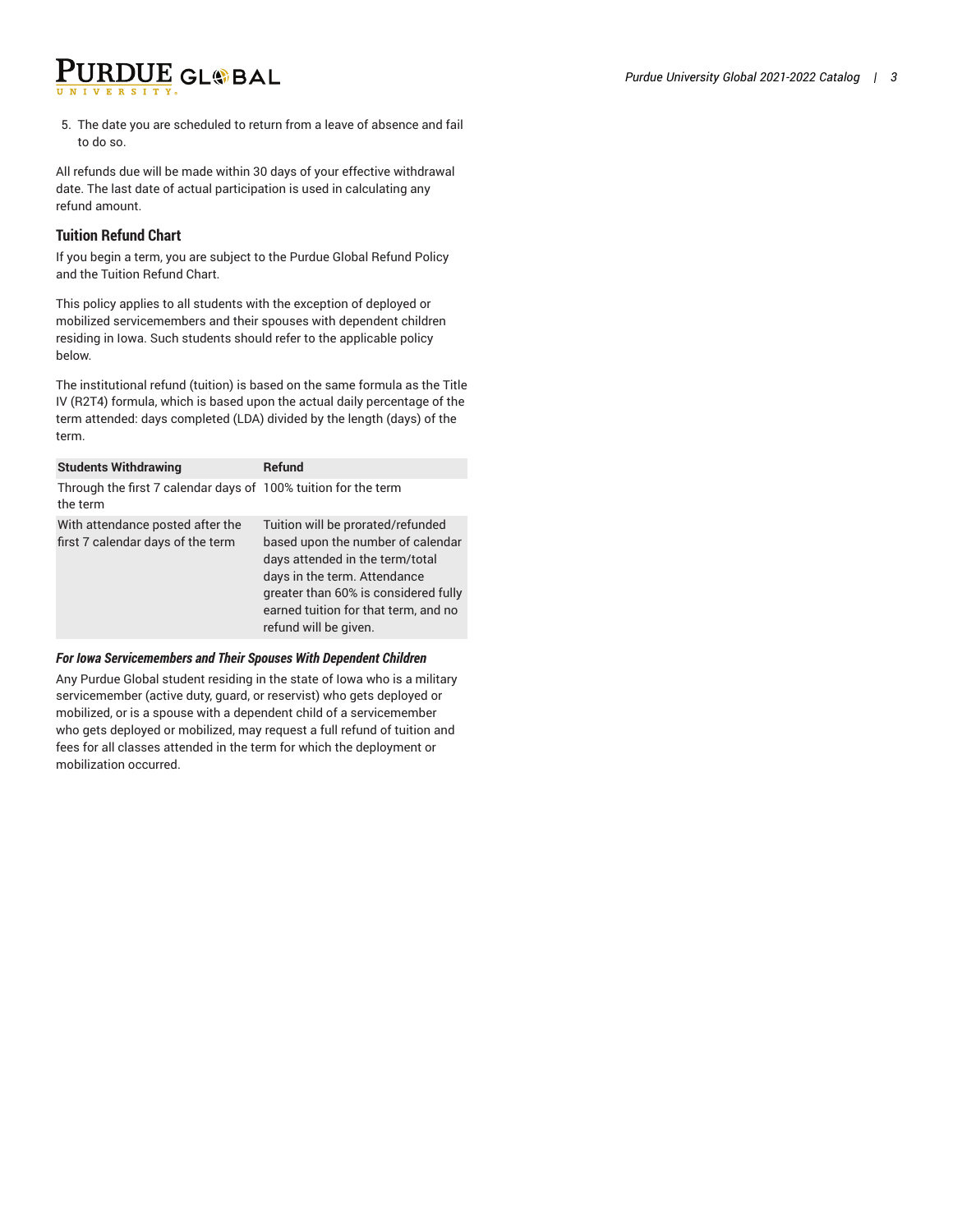5. The date you are scheduled to return from a leave of absence and fail to do so.

All refunds due will be made within 30 days of your effective withdrawal date. The last date of actual participation is used in calculating any refund amount.

### Tuition Refund Chart

If you begin a term, you are subject to the Purdue Global Refund Policy and the Tuition Refund Chart.

This policy applies to all students with the exception of deployed or mobilized servicemembers and their spouses with dependent children residing in Iowa. Such students should refer to the applicable policy below.

The institutional refund (tuition) is based on the same formula as the Title IV (R2T4) formula, which is based upon the actual daily percentage of the term attended: days completed (LDA) divided by the length (days) of the term.

| Students Withdrawing | Refund |
|---|---|
| Through the first 7 calendar days of the term | 100% tuition for the term |
| With attendance posted after the first 7 calendar days of the term | Tuition will be prorated/refunded based upon the number of calendar days attended in the term/total days in the term. Attendance greater than 60% is considered fully earned tuition for that term, and no refund will be given. |

#### *For Iowa Servicemembers and Their Spouses With Dependent Children*

Any Purdue Global student residing in the state of Iowa who is a military servicemember (active duty, guard, or reservist) who gets deployed or mobilized, or is a spouse with a dependent child of a servicemember who gets deployed or mobilized, may request a full refund of tuition and fees for all classes attended in the term for which the deployment or mobilization occurred.